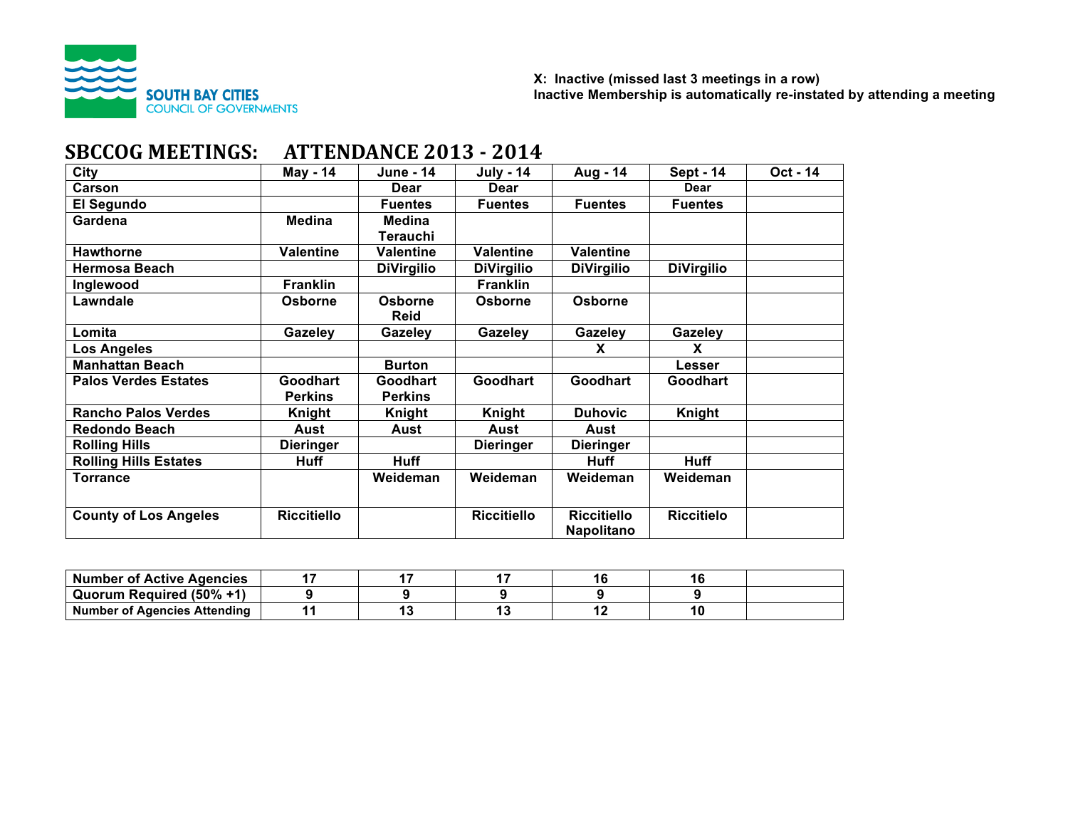SOUTH BAY CITIES
COUNCIL OF GOVERNMENTS

**X: Inactive (missed last 3 meetings in a row)**
**Inactive Membership is automatically re-instated by attending a meeting**

# SBCCOG MEETINGS: ATTENDANCE 2013 - 2014

| City | May - 14 | June - 14 | July - 14 | Aug - 14 | Sept - 14 | Oct - 14 |
|---|---|---|---|---|---|---|
| Carson | | Dear | Dear | | Dear | |
| El Segundo | | Fuentes | Fuentes | Fuentes | Fuentes | |
| Gardena | Medina | Medina Terauchi | | | | |
| Hawthorne | Valentine | Valentine | Valentine | Valentine | | |
| Hermosa Beach | | DiVirgilio | DiVirgilio | DiVirgilio | DiVirgilio | |
| Inglewood | Franklin | | Franklin | | | |
| Lawndale | Osborne | Osborne Reid | Osborne | Osborne | | |
| Lomita | Gazeley | Gazeley | Gazeley | Gazeley | Gazeley | |
| Los Angeles | | | | X | X | |
| Manhattan Beach | | Burton | | | Lesser | |
| Palos Verdes Estates | Goodhart Perkins | Goodhart Perkins | Goodhart | Goodhart | Goodhart | |
| Rancho Palos Verdes | Knight | Knight | Knight | Duhovic | Knight | |
| Redondo Beach | Aust | Aust | Aust | Aust | | |
| Rolling Hills | Dieringer | | Dieringer | Dieringer | | |
| Rolling Hills Estates | Huff | Huff | | Huff | Huff | |
| Torrance | | Weideman | Weideman | Weideman | Weideman | |
| County of Los Angeles | Riccitiello | | Riccitiello | Riccitiello Napolitano | Riccitielo | |

| | May - 14 | June - 14 | July - 14 | Aug - 14 | Sept - 14 | Oct - 14 |
|---|---|---|---|---|---|---|
| Number of Active Agencies | 17 | 17 | 17 | 16 | 16 | |
| Quorum Required (50% +1) | 9 | 9 | 9 | 9 | 9 | |
| Number of Agencies Attending | 11 | 13 | 13 | 12 | 10 | |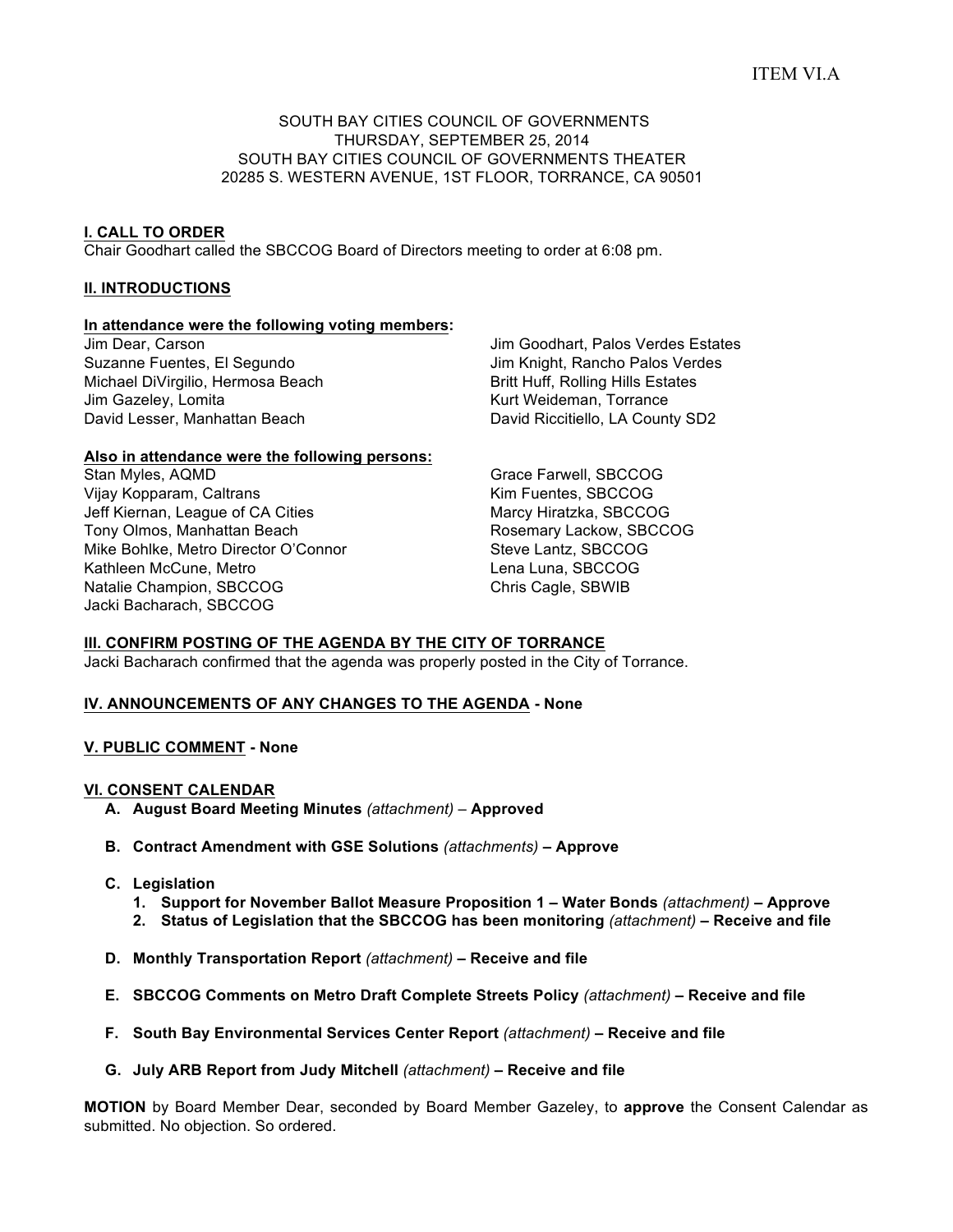ITEM VI.A

SOUTH BAY CITIES COUNCIL OF GOVERNMENTS
THURSDAY, SEPTEMBER 25, 2014
SOUTH BAY CITIES COUNCIL OF GOVERNMENTS THEATER
20285 S. WESTERN AVENUE, 1ST FLOOR, TORRANCE, CA 90501

**I. CALL TO ORDER**

Chair Goodhart called the SBCCOG Board of Directors meeting to order at 6:08 pm.

**II. INTRODUCTIONS**

**In attendance were the following voting members:**

Jim Dear, Carson
Suzanne Fuentes, El Segundo
Michael DiVirgilio, Hermosa Beach
Jim Gazeley, Lomita
David Lesser, Manhattan Beach
Jim Goodhart, Palos Verdes Estates
Jim Knight, Rancho Palos Verdes
Britt Huff, Rolling Hills Estates
Kurt Weideman, Torrance
David Riccitiello, LA County SD2

**Also in attendance were the following persons:**

Stan Myles, AQMD
Vijay Kopparam, Caltrans
Jeff Kiernan, League of CA Cities
Tony Olmos, Manhattan Beach
Mike Bohlke, Metro Director O'Connor
Kathleen McCune, Metro
Natalie Champion, SBCCOG
Jacki Bacharach, SBCCOG
Grace Farwell, SBCCOG
Kim Fuentes, SBCCOG
Marcy Hiratzka, SBCCOG
Rosemary Lackow, SBCCOG
Steve Lantz, SBCCOG
Lena Luna, SBCCOG
Chris Cagle, SBWIB

**III. CONFIRM POSTING OF THE AGENDA BY THE CITY OF TORRANCE**

Jacki Bacharach confirmed that the agenda was properly posted in the City of Torrance.

**IV. ANNOUNCEMENTS OF ANY CHANGES TO THE AGENDA - None**

**V. PUBLIC COMMENT - None**

**VI. CONSENT CALENDAR**

- **A. August Board Meeting Minutes** *(attachment)* – **Approved**
- **B. Contract Amendment with GSE Solutions** *(attachments)* **– Approve**
- **C. Legislation**
  1. **Support for November Ballot Measure Proposition 1 – Water Bonds** *(attachment)* **– Approve**
  2. **Status of Legislation that the SBCCOG has been monitoring** *(attachment)* **– Receive and file**
- **D. Monthly Transportation Report** *(attachment)* **– Receive and file**
- **E. SBCCOG Comments on Metro Draft Complete Streets Policy** *(attachment)* **– Receive and file**
- **F. South Bay Environmental Services Center Report** *(attachment)* **– Receive and file**
- **G. July ARB Report from Judy Mitchell** *(attachment)* **– Receive and file**

**MOTION** by Board Member Dear, seconded by Board Member Gazeley, to **approve** the Consent Calendar as submitted. No objection. So ordered.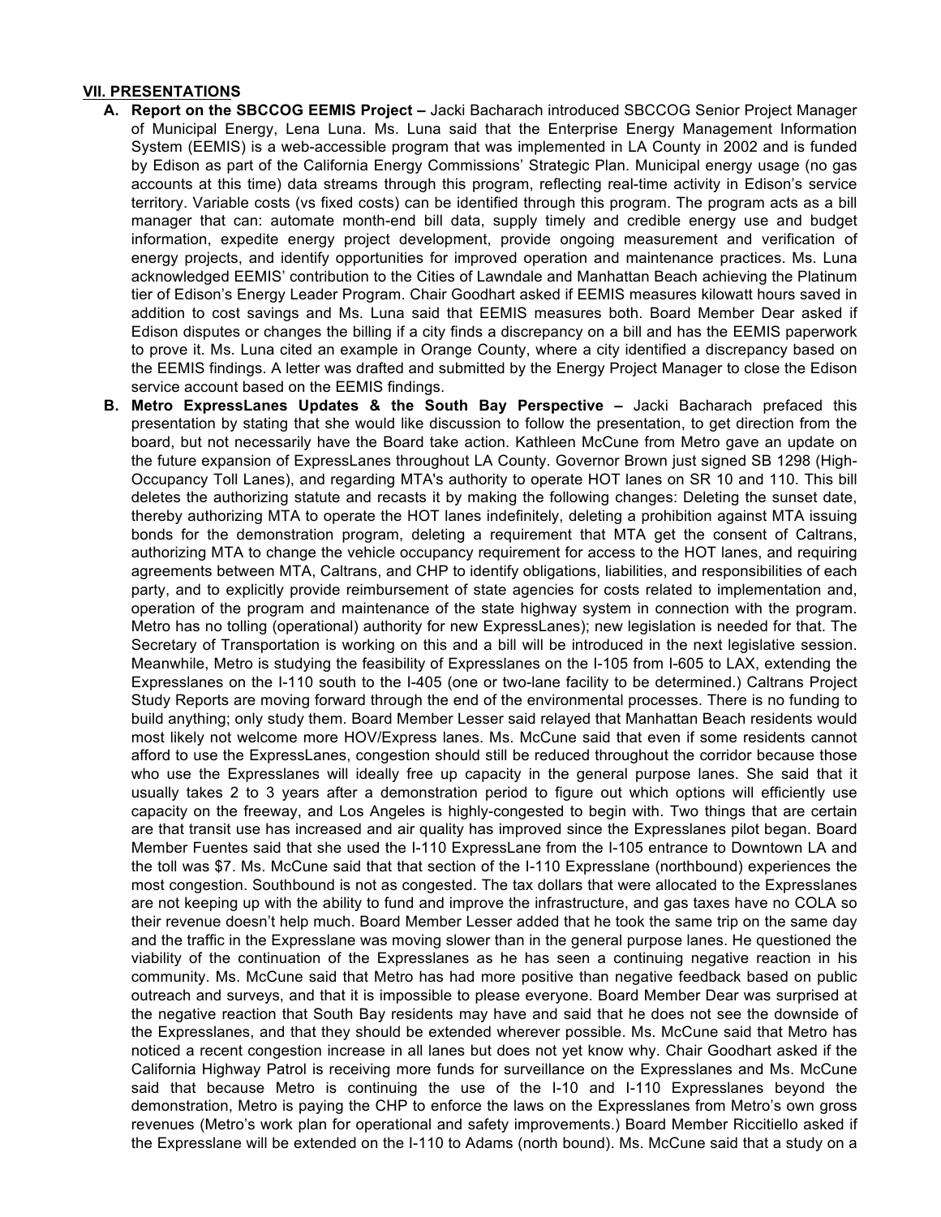## VII. PRESENTATIONS

**A. Report on the SBCCOG EEMIS Project –** Jacki Bacharach introduced SBCCOG Senior Project Manager of Municipal Energy, Lena Luna. Ms. Luna said that the Enterprise Energy Management Information System (EEMIS) is a web-accessible program that was implemented in LA County in 2002 and is funded by Edison as part of the California Energy Commissions' Strategic Plan. Municipal energy usage (no gas accounts at this time) data streams through this program, reflecting real-time activity in Edison's service territory. Variable costs (vs fixed costs) can be identified through this program. The program acts as a bill manager that can: automate month-end bill data, supply timely and credible energy use and budget information, expedite energy project development, provide ongoing measurement and verification of energy projects, and identify opportunities for improved operation and maintenance practices. Ms. Luna acknowledged EEMIS' contribution to the Cities of Lawndale and Manhattan Beach achieving the Platinum tier of Edison's Energy Leader Program. Chair Goodhart asked if EEMIS measures kilowatt hours saved in addition to cost savings and Ms. Luna said that EEMIS measures both. Board Member Dear asked if Edison disputes or changes the billing if a city finds a discrepancy on a bill and has the EEMIS paperwork to prove it. Ms. Luna cited an example in Orange County, where a city identified a discrepancy based on the EEMIS findings. A letter was drafted and submitted by the Energy Project Manager to close the Edison service account based on the EEMIS findings.

**B. Metro ExpressLanes Updates & the South Bay Perspective –** Jacki Bacharach prefaced this presentation by stating that she would like discussion to follow the presentation, to get direction from the board, but not necessarily have the Board take action. Kathleen McCune from Metro gave an update on the future expansion of ExpressLanes throughout LA County. Governor Brown just signed SB 1298 (High-Occupancy Toll Lanes), and regarding MTA's authority to operate HOT lanes on SR 10 and 110. This bill deletes the authorizing statute and recasts it by making the following changes: Deleting the sunset date, thereby authorizing MTA to operate the HOT lanes indefinitely, deleting a prohibition against MTA issuing bonds for the demonstration program, deleting a requirement that MTA get the consent of Caltrans, authorizing MTA to change the vehicle occupancy requirement for access to the HOT lanes, and requiring agreements between MTA, Caltrans, and CHP to identify obligations, liabilities, and responsibilities of each party, and to explicitly provide reimbursement of state agencies for costs related to implementation and, operation of the program and maintenance of the state highway system in connection with the program. Metro has no tolling (operational) authority for new ExpressLanes); new legislation is needed for that. The Secretary of Transportation is working on this and a bill will be introduced in the next legislative session. Meanwhile, Metro is studying the feasibility of Expresslanes on the I-105 from I-605 to LAX, extending the Expresslanes on the I-110 south to the I-405 (one or two-lane facility to be determined.) Caltrans Project Study Reports are moving forward through the end of the environmental processes. There is no funding to build anything; only study them. Board Member Lesser said relayed that Manhattan Beach residents would most likely not welcome more HOV/Express lanes. Ms. McCune said that even if some residents cannot afford to use the ExpressLanes, congestion should still be reduced throughout the corridor because those who use the Expresslanes will ideally free up capacity in the general purpose lanes. She said that it usually takes 2 to 3 years after a demonstration period to figure out which options will efficiently use capacity on the freeway, and Los Angeles is highly-congested to begin with. Two things that are certain are that transit use has increased and air quality has improved since the Expresslanes pilot began. Board Member Fuentes said that she used the I-110 ExpressLane from the I-105 entrance to Downtown LA and the toll was $7. Ms. McCune said that that section of the I-110 Expresslane (northbound) experiences the most congestion. Southbound is not as congested. The tax dollars that were allocated to the Expresslanes are not keeping up with the ability to fund and improve the infrastructure, and gas taxes have no COLA so their revenue doesn't help much. Board Member Lesser added that he took the same trip on the same day and the traffic in the Expresslane was moving slower than in the general purpose lanes. He questioned the viability of the continuation of the Expresslanes as he has seen a continuing negative reaction in his community. Ms. McCune said that Metro has had more positive than negative feedback based on public outreach and surveys, and that it is impossible to please everyone. Board Member Dear was surprised at the negative reaction that South Bay residents may have and said that he does not see the downside of the Expresslanes, and that they should be extended wherever possible. Ms. McCune said that Metro has noticed a recent congestion increase in all lanes but does not yet know why. Chair Goodhart asked if the California Highway Patrol is receiving more funds for surveillance on the Expresslanes and Ms. McCune said that because Metro is continuing the use of the I-10 and I-110 Expresslanes beyond the demonstration, Metro is paying the CHP to enforce the laws on the Expresslanes from Metro's own gross revenues (Metro's work plan for operational and safety improvements.) Board Member Riccitiello asked if the Expresslane will be extended on the I-110 to Adams (north bound). Ms. McCune said that a study on a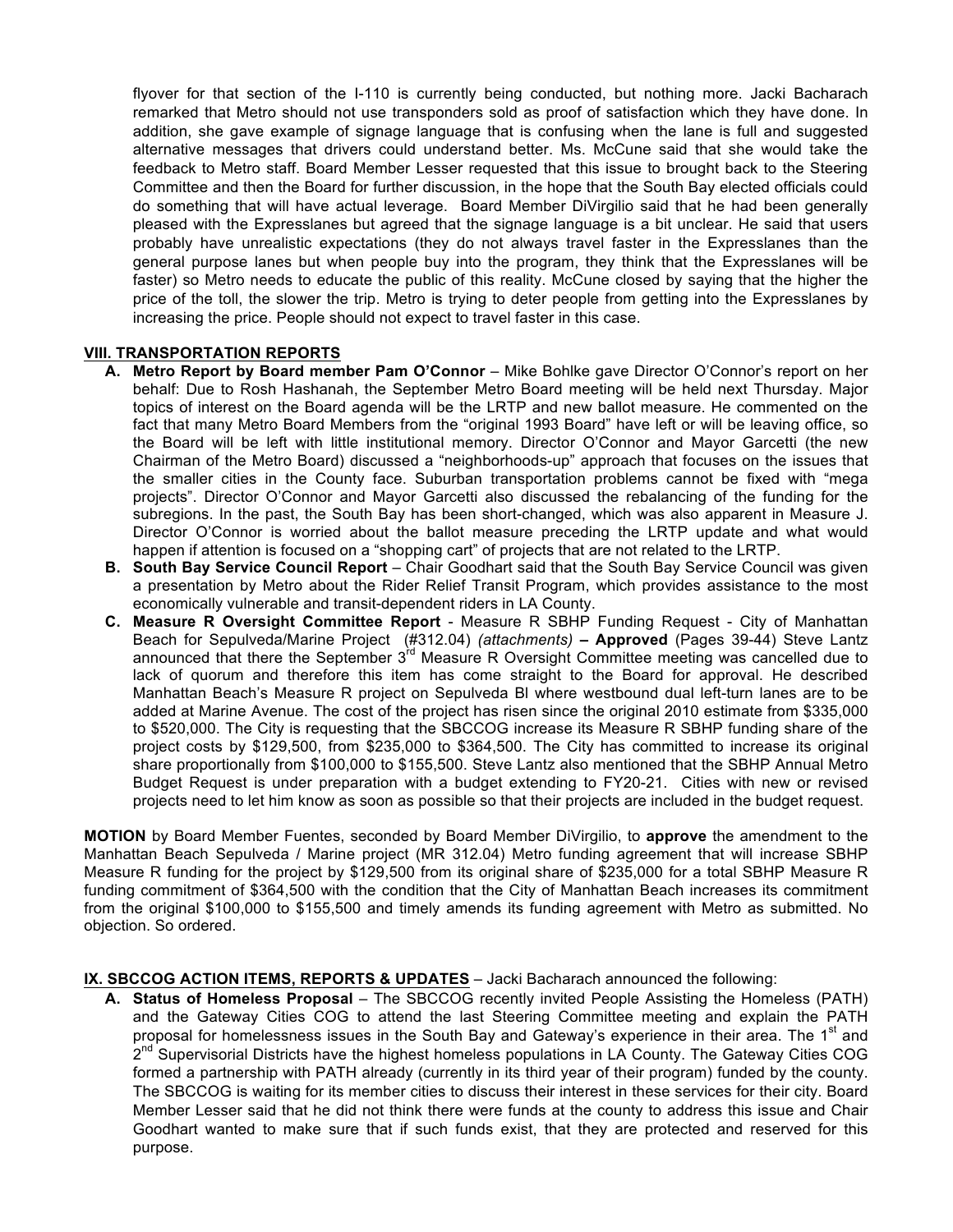flyover for that section of the I-110 is currently being conducted, but nothing more. Jacki Bacharach remarked that Metro should not use transponders sold as proof of satisfaction which they have done. In addition, she gave example of signage language that is confusing when the lane is full and suggested alternative messages that drivers could understand better. Ms. McCune said that she would take the feedback to Metro staff. Board Member Lesser requested that this issue to brought back to the Steering Committee and then the Board for further discussion, in the hope that the South Bay elected officials could do something that will have actual leverage. Board Member DiVirgilio said that he had been generally pleased with the Expresslanes but agreed that the signage language is a bit unclear. He said that users probably have unrealistic expectations (they do not always travel faster in the Expresslanes than the general purpose lanes but when people buy into the program, they think that the Expresslanes will be faster) so Metro needs to educate the public of this reality. McCune closed by saying that the higher the price of the toll, the slower the trip. Metro is trying to deter people from getting into the Expresslanes by increasing the price. People should not expect to travel faster in this case.

**VIII. TRANSPORTATION REPORTS**

**A. Metro Report by Board member Pam O'Connor** – Mike Bohlke gave Director O'Connor's report on her behalf: Due to Rosh Hashanah, the September Metro Board meeting will be held next Thursday. Major topics of interest on the Board agenda will be the LRTP and new ballot measure. He commented on the fact that many Metro Board Members from the "original 1993 Board" have left or will be leaving office, so the Board will be left with little institutional memory. Director O'Connor and Mayor Garcetti (the new Chairman of the Metro Board) discussed a "neighborhoods-up" approach that focuses on the issues that the smaller cities in the County face. Suburban transportation problems cannot be fixed with "mega projects". Director O'Connor and Mayor Garcetti also discussed the rebalancing of the funding for the subregions. In the past, the South Bay has been short-changed, which was also apparent in Measure J. Director O'Connor is worried about the ballot measure preceding the LRTP update and what would happen if attention is focused on a "shopping cart" of projects that are not related to the LRTP.

**B. South Bay Service Council Report** – Chair Goodhart said that the South Bay Service Council was given a presentation by Metro about the Rider Relief Transit Program, which provides assistance to the most economically vulnerable and transit-dependent riders in LA County.

**C. Measure R Oversight Committee Report** - Measure R SBHP Funding Request - City of Manhattan Beach for Sepulveda/Marine Project (#312.04) *(attachments)* **– Approved** (Pages 39-44) Steve Lantz announced that there the September 3rd Measure R Oversight Committee meeting was cancelled due to lack of quorum and therefore this item has come straight to the Board for approval. He described Manhattan Beach's Measure R project on Sepulveda Bl where westbound dual left-turn lanes are to be added at Marine Avenue. The cost of the project has risen since the original 2010 estimate from $335,000 to $520,000. The City is requesting that the SBCCOG increase its Measure R SBHP funding share of the project costs by $129,500, from $235,000 to $364,500. The City has committed to increase its original share proportionally from $100,000 to $155,500. Steve Lantz also mentioned that the SBHP Annual Metro Budget Request is under preparation with a budget extending to FY20-21. Cities with new or revised projects need to let him know as soon as possible so that their projects are included in the budget request.

**MOTION** by Board Member Fuentes, seconded by Board Member DiVirgilio, to **approve** the amendment to the Manhattan Beach Sepulveda / Marine project (MR 312.04) Metro funding agreement that will increase SBHP Measure R funding for the project by $129,500 from its original share of $235,000 for a total SBHP Measure R funding commitment of $364,500 with the condition that the City of Manhattan Beach increases its commitment from the original $100,000 to $155,500 and timely amends its funding agreement with Metro as submitted. No objection. So ordered.

**IX. SBCCOG ACTION ITEMS, REPORTS & UPDATES** – Jacki Bacharach announced the following:

**A. Status of Homeless Proposal** – The SBCCOG recently invited People Assisting the Homeless (PATH) and the Gateway Cities COG to attend the last Steering Committee meeting and explain the PATH proposal for homelessness issues in the South Bay and Gateway's experience in their area. The 1st and 2nd Supervisorial Districts have the highest homeless populations in LA County. The Gateway Cities COG formed a partnership with PATH already (currently in its third year of their program) funded by the county. The SBCCOG is waiting for its member cities to discuss their interest in these services for their city. Board Member Lesser said that he did not think there were funds at the county to address this issue and Chair Goodhart wanted to make sure that if such funds exist, that they are protected and reserved for this purpose.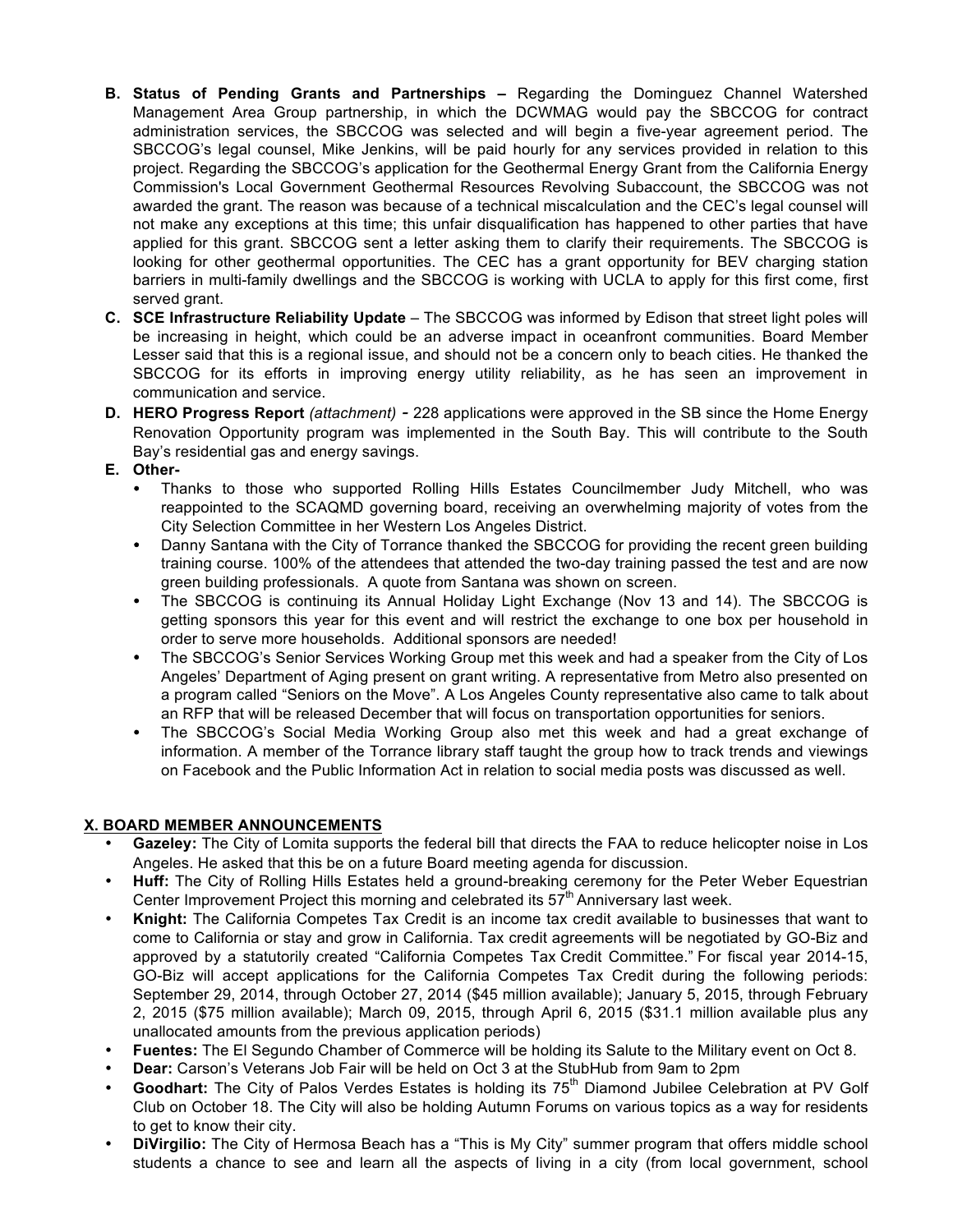**B. Status of Pending Grants and Partnerships –** Regarding the Dominguez Channel Watershed Management Area Group partnership, in which the DCWMAG would pay the SBCCOG for contract administration services, the SBCCOG was selected and will begin a five-year agreement period. The SBCCOG's legal counsel, Mike Jenkins, will be paid hourly for any services provided in relation to this project. Regarding the SBCCOG's application for the Geothermal Energy Grant from the California Energy Commission's Local Government Geothermal Resources Revolving Subaccount, the SBCCOG was not awarded the grant. The reason was because of a technical miscalculation and the CEC's legal counsel will not make any exceptions at this time; this unfair disqualification has happened to other parties that have applied for this grant. SBCCOG sent a letter asking them to clarify their requirements. The SBCCOG is looking for other geothermal opportunities. The CEC has a grant opportunity for BEV charging station barriers in multi-family dwellings and the SBCCOG is working with UCLA to apply for this first come, first served grant.

**C. SCE Infrastructure Reliability Update** – The SBCCOG was informed by Edison that street light poles will be increasing in height, which could be an adverse impact in oceanfront communities. Board Member Lesser said that this is a regional issue, and should not be a concern only to beach cities. He thanked the SBCCOG for its efforts in improving energy utility reliability, as he has seen an improvement in communication and service.

**D. HERO Progress Report** *(attachment)* - 228 applications were approved in the SB since the Home Energy Renovation Opportunity program was implemented in the South Bay. This will contribute to the South Bay's residential gas and energy savings.

**E. Other-**

- Thanks to those who supported Rolling Hills Estates Councilmember Judy Mitchell, who was reappointed to the SCAQMD governing board, receiving an overwhelming majority of votes from the City Selection Committee in her Western Los Angeles District.
- Danny Santana with the City of Torrance thanked the SBCCOG for providing the recent green building training course. 100% of the attendees that attended the two-day training passed the test and are now green building professionals. A quote from Santana was shown on screen.
- The SBCCOG is continuing its Annual Holiday Light Exchange (Nov 13 and 14). The SBCCOG is getting sponsors this year for this event and will restrict the exchange to one box per household in order to serve more households. Additional sponsors are needed!
- The SBCCOG's Senior Services Working Group met this week and had a speaker from the City of Los Angeles' Department of Aging present on grant writing. A representative from Metro also presented on a program called "Seniors on the Move". A Los Angeles County representative also came to talk about an RFP that will be released December that will focus on transportation opportunities for seniors.
- The SBCCOG's Social Media Working Group also met this week and had a great exchange of information. A member of the Torrance library staff taught the group how to track trends and viewings on Facebook and the Public Information Act in relation to social media posts was discussed as well.

## X. BOARD MEMBER ANNOUNCEMENTS

- **Gazeley:** The City of Lomita supports the federal bill that directs the FAA to reduce helicopter noise in Los Angeles. He asked that this be on a future Board meeting agenda for discussion.
- **Huff:** The City of Rolling Hills Estates held a ground-breaking ceremony for the Peter Weber Equestrian Center Improvement Project this morning and celebrated its 57th Anniversary last week.
- **Knight:** The California Competes Tax Credit is an income tax credit available to businesses that want to come to California or stay and grow in California. Tax credit agreements will be negotiated by GO-Biz and approved by a statutorily created "California Competes Tax Credit Committee." For fiscal year 2014-15, GO-Biz will accept applications for the California Competes Tax Credit during the following periods: September 29, 2014, through October 27, 2014 ($45 million available); January 5, 2015, through February 2, 2015 ($75 million available); March 09, 2015, through April 6, 2015 ($31.1 million available plus any unallocated amounts from the previous application periods)
- **Fuentes:** The El Segundo Chamber of Commerce will be holding its Salute to the Military event on Oct 8.
- **Dear:** Carson's Veterans Job Fair will be held on Oct 3 at the StubHub from 9am to 2pm
- **Goodhart:** The City of Palos Verdes Estates is holding its 75th Diamond Jubilee Celebration at PV Golf Club on October 18. The City will also be holding Autumn Forums on various topics as a way for residents to get to know their city.
- **DiVirgilio:** The City of Hermosa Beach has a "This is My City" summer program that offers middle school students a chance to see and learn all the aspects of living in a city (from local government, school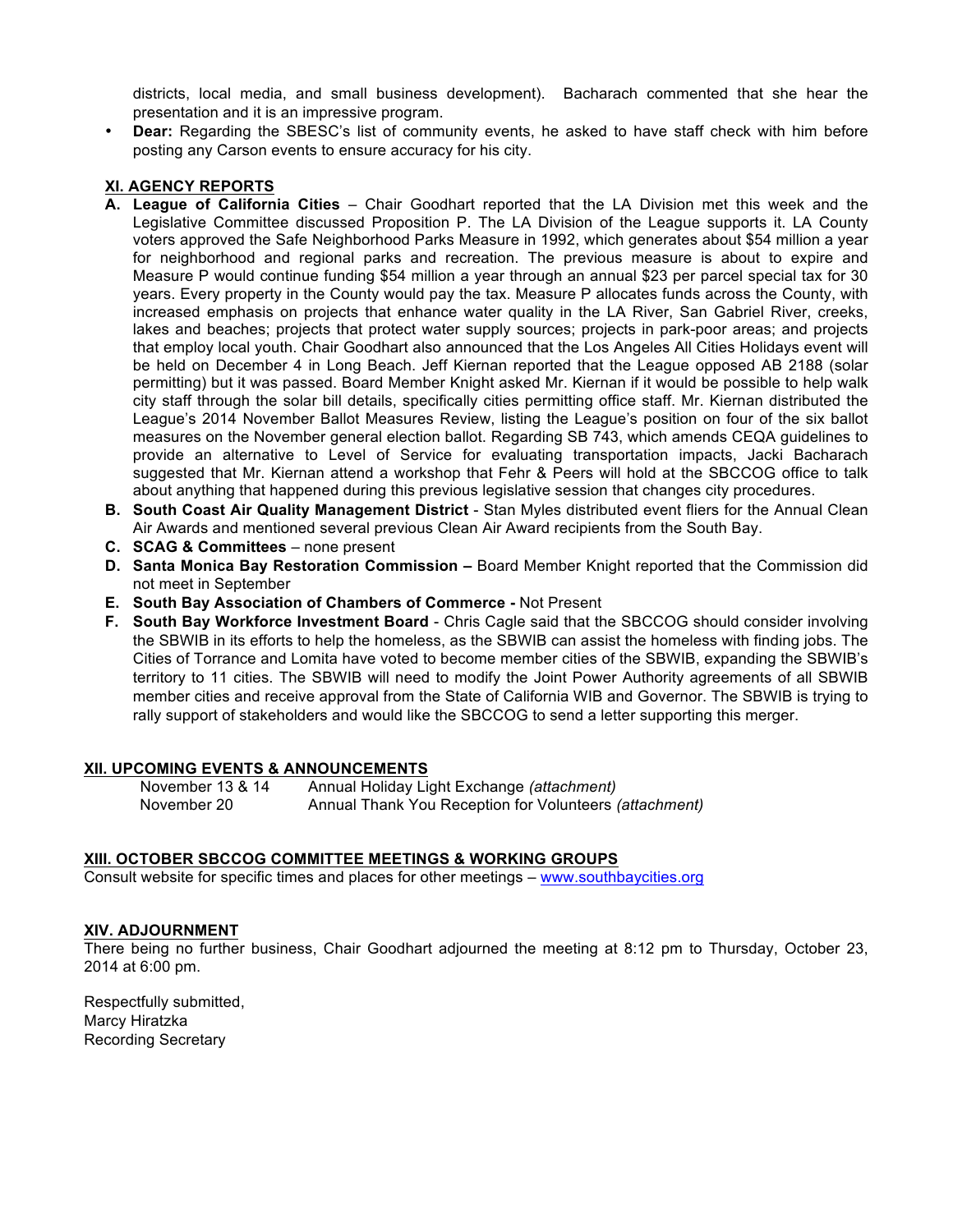districts, local media, and small business development). Bacharach commented that she hear the presentation and it is an impressive program.

- **Dear:** Regarding the SBESC's list of community events, he asked to have staff check with him before posting any Carson events to ensure accuracy for his city.

## XI. AGENCY REPORTS

**A. League of California Cities** – Chair Goodhart reported that the LA Division met this week and the Legislative Committee discussed Proposition P. The LA Division of the League supports it. LA County voters approved the Safe Neighborhood Parks Measure in 1992, which generates about $54 million a year for neighborhood and regional parks and recreation. The previous measure is about to expire and Measure P would continue funding $54 million a year through an annual $23 per parcel special tax for 30 years. Every property in the County would pay the tax. Measure P allocates funds across the County, with increased emphasis on projects that enhance water quality in the LA River, San Gabriel River, creeks, lakes and beaches; projects that protect water supply sources; projects in park-poor areas; and projects that employ local youth. Chair Goodhart also announced that the Los Angeles All Cities Holidays event will be held on December 4 in Long Beach. Jeff Kiernan reported that the League opposed AB 2188 (solar permitting) but it was passed. Board Member Knight asked Mr. Kiernan if it would be possible to help walk city staff through the solar bill details, specifically cities permitting office staff. Mr. Kiernan distributed the League's 2014 November Ballot Measures Review, listing the League's position on four of the six ballot measures on the November general election ballot. Regarding SB 743, which amends CEQA guidelines to provide an alternative to Level of Service for evaluating transportation impacts, Jacki Bacharach suggested that Mr. Kiernan attend a workshop that Fehr & Peers will hold at the SBCCOG office to talk about anything that happened during this previous legislative session that changes city procedures.

**B. South Coast Air Quality Management District** - Stan Myles distributed event fliers for the Annual Clean Air Awards and mentioned several previous Clean Air Award recipients from the South Bay.

**C. SCAG & Committees** – none present

**D. Santa Monica Bay Restoration Commission –** Board Member Knight reported that the Commission did not meet in September

**E. South Bay Association of Chambers of Commerce -** Not Present

**F. South Bay Workforce Investment Board** - Chris Cagle said that the SBCCOG should consider involving the SBWIB in its efforts to help the homeless, as the SBWIB can assist the homeless with finding jobs. The Cities of Torrance and Lomita have voted to become member cities of the SBWIB, expanding the SBWIB's territory to 11 cities. The SBWIB will need to modify the Joint Power Authority agreements of all SBWIB member cities and receive approval from the State of California WIB and Governor. The SBWIB is trying to rally support of stakeholders and would like the SBCCOG to send a letter supporting this merger.

## XII. UPCOMING EVENTS & ANNOUNCEMENTS

| | |
|---|---|
| November 13 & 14 | Annual Holiday Light Exchange *(attachment)* |
| November 20 | Annual Thank You Reception for Volunteers *(attachment)* |

## XIII. OCTOBER SBCCOG COMMITTEE MEETINGS & WORKING GROUPS

Consult website for specific times and places for other meetings – www.southbaycities.org

## XIV. ADJOURNMENT

There being no further business, Chair Goodhart adjourned the meeting at 8:12 pm to Thursday, October 23, 2014 at 6:00 pm.

Respectfully submitted,
Marcy Hiratzka
Recording Secretary